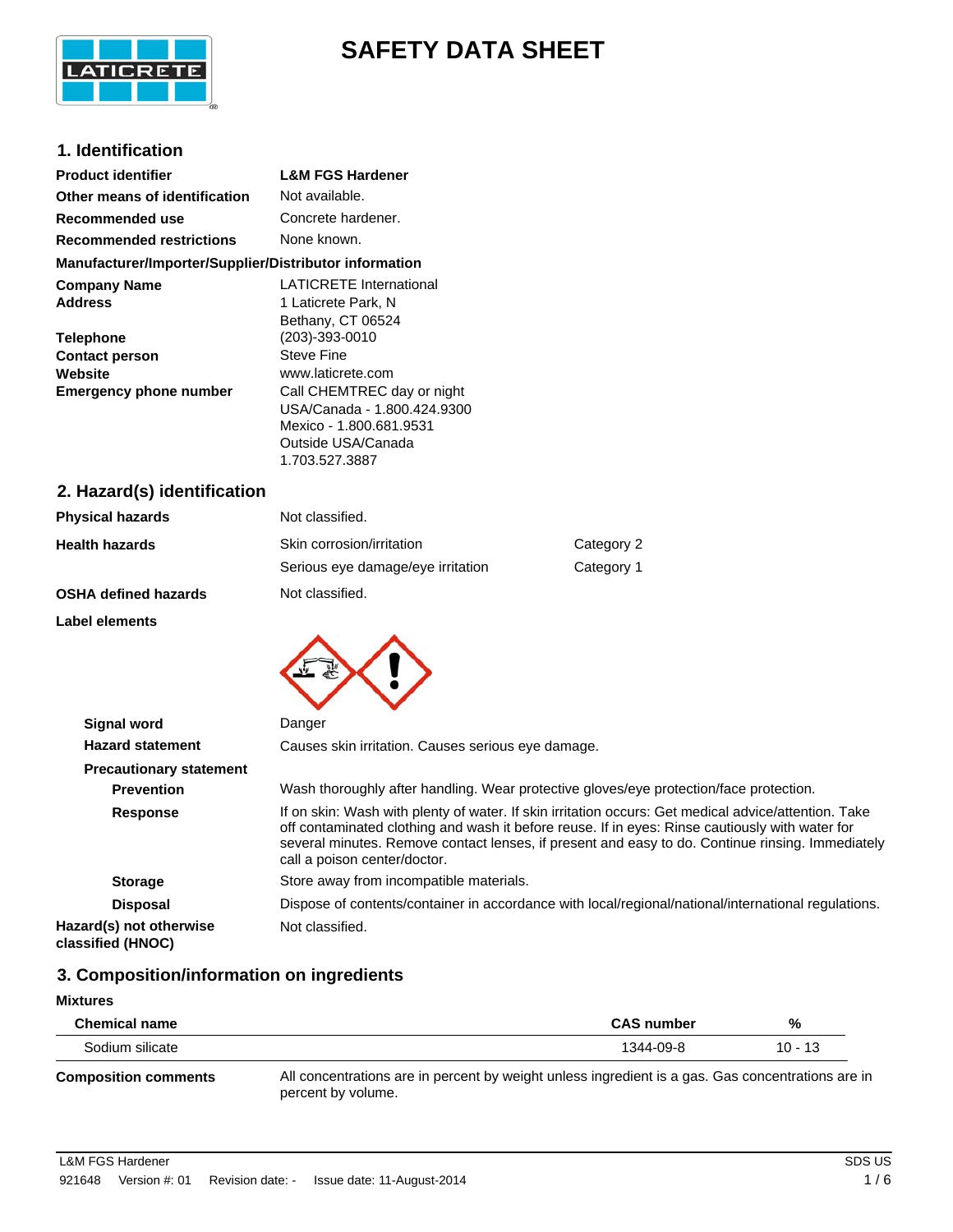# SAFETY DATA SHEET

## 1. Identification

| | |
|---|---|
| **Product identifier** | **L&M FGS Hardener** |
| **Other means of identification** | Not available. |
| **Recommended use** | Concrete hardener. |
| **Recommended restrictions** | None known. |

**Manufacturer/Importer/Supplier/Distributor information**

| | |
|---|---|
| **Company Name** | LATICRETE International |
| **Address** | 1 Laticrete Park, N<br>Bethany, CT 06524 |
| **Telephone** | (203)-393-0010 |
| **Contact person** | Steve Fine |
| **Website** | www.laticrete.com |
| **Emergency phone number** | Call CHEMTREC day or night<br>USA/Canada - 1.800.424.9300<br>Mexico - 1.800.681.9531<br>Outside USA/Canada<br>1.703.527.3887 |

## 2. Hazard(s) identification

| | | |
|---|---|---|
| **Physical hazards** | Not classified. | |
| **Health hazards** | Skin corrosion/irritation | Category 2 |
| | Serious eye damage/eye irritation | Category 1 |
| **OSHA defined hazards** | Not classified. | |

**Label elements**

**Signal word** Danger

**Hazard statement** Causes skin irritation. Causes serious eye damage.

**Precautionary statement**

**Prevention** Wash thoroughly after handling. Wear protective gloves/eye protection/face protection.

**Response** If on skin: Wash with plenty of water. If skin irritation occurs: Get medical advice/attention. Take off contaminated clothing and wash it before reuse. If in eyes: Rinse cautiously with water for several minutes. Remove contact lenses, if present and easy to do. Continue rinsing. Immediately call a poison center/doctor.

**Storage** Store away from incompatible materials.

**Disposal** Dispose of contents/container in accordance with local/regional/national/international regulations.

**Hazard(s) not otherwise classified (HNOC)** Not classified.

## 3. Composition/information on ingredients

**Mixtures**

| Chemical name | CAS number | % |
|---|---|---|
| Sodium silicate | 1344-09-8 | 10 - 13 |

**Composition comments** All concentrations are in percent by weight unless ingredient is a gas. Gas concentrations are in percent by volume.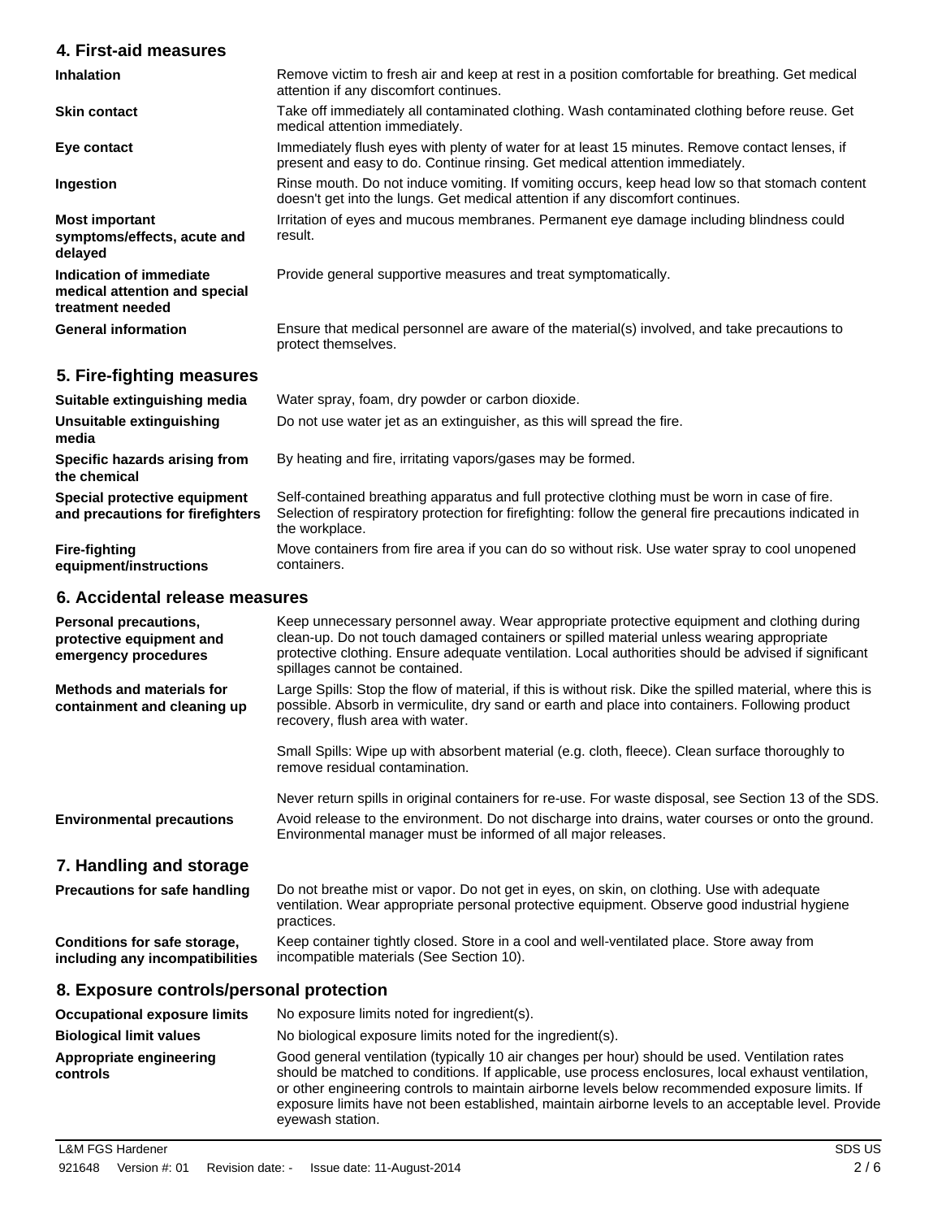## 4. First-aid measures

| | |
|---|---|
| **Inhalation** | Remove victim to fresh air and keep at rest in a position comfortable for breathing. Get medical attention if any discomfort continues. |
| **Skin contact** | Take off immediately all contaminated clothing. Wash contaminated clothing before reuse. Get medical attention immediately. |
| **Eye contact** | Immediately flush eyes with plenty of water for at least 15 minutes. Remove contact lenses, if present and easy to do. Continue rinsing. Get medical attention immediately. |
| **Ingestion** | Rinse mouth. Do not induce vomiting. If vomiting occurs, keep head low so that stomach content doesn't get into the lungs. Get medical attention if any discomfort continues. |
| **Most important symptoms/effects, acute and delayed** | Irritation of eyes and mucous membranes. Permanent eye damage including blindness could result. |
| **Indication of immediate medical attention and special treatment needed** | Provide general supportive measures and treat symptomatically. |
| **General information** | Ensure that medical personnel are aware of the material(s) involved, and take precautions to protect themselves. |

## 5. Fire-fighting measures

| | |
|---|---|
| **Suitable extinguishing media** | Water spray, foam, dry powder or carbon dioxide. |
| **Unsuitable extinguishing media** | Do not use water jet as an extinguisher, as this will spread the fire. |
| **Specific hazards arising from the chemical** | By heating and fire, irritating vapors/gases may be formed. |
| **Special protective equipment and precautions for firefighters** | Self-contained breathing apparatus and full protective clothing must be worn in case of fire. Selection of respiratory protection for firefighting: follow the general fire precautions indicated in the workplace. |
| **Fire-fighting equipment/instructions** | Move containers from fire area if you can do so without risk. Use water spray to cool unopened containers. |

## 6. Accidental release measures

| | |
|---|---|
| **Personal precautions, protective equipment and emergency procedures** | Keep unnecessary personnel away. Wear appropriate protective equipment and clothing during clean-up. Do not touch damaged containers or spilled material unless wearing appropriate protective clothing. Ensure adequate ventilation. Local authorities should be advised if significant spillages cannot be contained. |
| **Methods and materials for containment and cleaning up** | Large Spills: Stop the flow of material, if this is without risk. Dike the spilled material, where this is possible. Absorb in vermiculite, dry sand or earth and place into containers. Following product recovery, flush area with water.<br><br>Small Spills: Wipe up with absorbent material (e.g. cloth, fleece). Clean surface thoroughly to remove residual contamination.<br><br>Never return spills in original containers for re-use. For waste disposal, see Section 13 of the SDS. |
| **Environmental precautions** | Avoid release to the environment. Do not discharge into drains, water courses or onto the ground. Environmental manager must be informed of all major releases. |

## 7. Handling and storage

| | |
|---|---|
| **Precautions for safe handling** | Do not breathe mist or vapor. Do not get in eyes, on skin, on clothing. Use with adequate ventilation. Wear appropriate personal protective equipment. Observe good industrial hygiene practices. |
| **Conditions for safe storage, including any incompatibilities** | Keep container tightly closed. Store in a cool and well-ventilated place. Store away from incompatible materials (See Section 10). |

## 8. Exposure controls/personal protection

| | |
|---|---|
| **Occupational exposure limits** | No exposure limits noted for ingredient(s). |
| **Biological limit values** | No biological exposure limits noted for the ingredient(s). |
| **Appropriate engineering controls** | Good general ventilation (typically 10 air changes per hour) should be used. Ventilation rates should be matched to conditions. If applicable, use process enclosures, local exhaust ventilation, or other engineering controls to maintain airborne levels below recommended exposure limits. If exposure limits have not been established, maintain airborne levels to an acceptable level. Provide eyewash station. |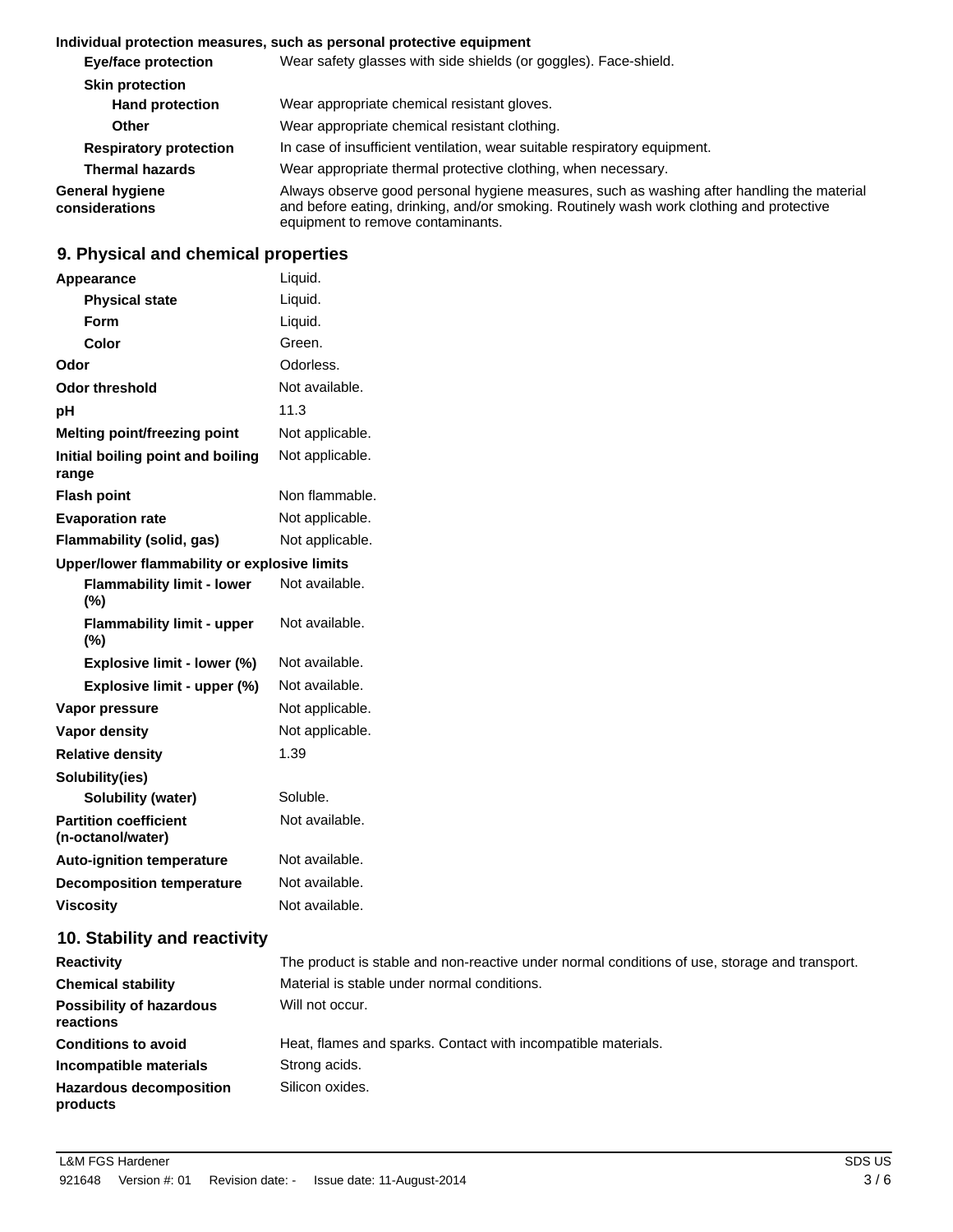**Individual protection measures, such as personal protective equipment**

| | |
|---|---|
| **Eye/face protection** | Wear safety glasses with side shields (or goggles). Face-shield. |
| **Skin protection** | |
| **Hand protection** | Wear appropriate chemical resistant gloves. |
| **Other** | Wear appropriate chemical resistant clothing. |
| **Respiratory protection** | In case of insufficient ventilation, wear suitable respiratory equipment. |
| **Thermal hazards** | Wear appropriate thermal protective clothing, when necessary. |
| **General hygiene considerations** | Always observe good personal hygiene measures, such as washing after handling the material and before eating, drinking, and/or smoking. Routinely wash work clothing and protective equipment to remove contaminants. |

## 9. Physical and chemical properties

| | |
|---|---|
| **Appearance** | Liquid. |
| **Physical state** | Liquid. |
| **Form** | Liquid. |
| **Color** | Green. |
| **Odor** | Odorless. |
| **Odor threshold** | Not available. |
| **pH** | 11.3 |
| **Melting point/freezing point** | Not applicable. |
| **Initial boiling point and boiling range** | Not applicable. |
| **Flash point** | Non flammable. |
| **Evaporation rate** | Not applicable. |
| **Flammability (solid, gas)** | Not applicable. |
| **Upper/lower flammability or explosive limits** | |
| **Flammability limit - lower (%)** | Not available. |
| **Flammability limit - upper (%)** | Not available. |
| **Explosive limit - lower (%)** | Not available. |
| **Explosive limit - upper (%)** | Not available. |
| **Vapor pressure** | Not applicable. |
| **Vapor density** | Not applicable. |
| **Relative density** | 1.39 |
| **Solubility(ies)** | |
| **Solubility (water)** | Soluble. |
| **Partition coefficient (n-octanol/water)** | Not available. |
| **Auto-ignition temperature** | Not available. |
| **Decomposition temperature** | Not available. |
| **Viscosity** | Not available. |

## 10. Stability and reactivity

| | |
|---|---|
| **Reactivity** | The product is stable and non-reactive under normal conditions of use, storage and transport. |
| **Chemical stability** | Material is stable under normal conditions. |
| **Possibility of hazardous reactions** | Will not occur. |
| **Conditions to avoid** | Heat, flames and sparks. Contact with incompatible materials. |
| **Incompatible materials** | Strong acids. |
| **Hazardous decomposition products** | Silicon oxides. |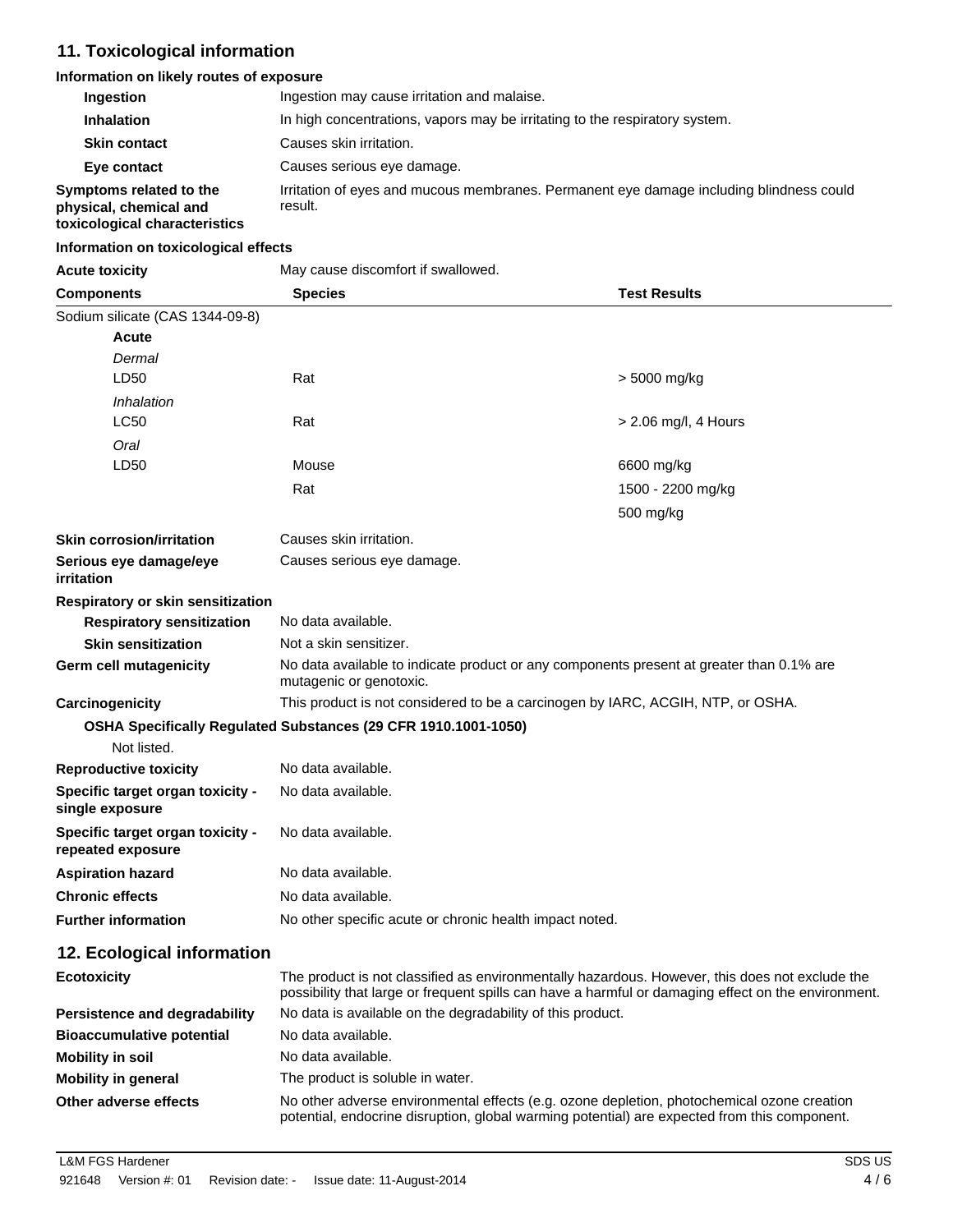## 11. Toxicological information

**Information on likely routes of exposure**

| | |
|---|---|
| **Ingestion** | Ingestion may cause irritation and malaise. |
| **Inhalation** | In high concentrations, vapors may be irritating to the respiratory system. |
| **Skin contact** | Causes skin irritation. |
| **Eye contact** | Causes serious eye damage. |
| **Symptoms related to the physical, chemical and toxicological characteristics** | Irritation of eyes and mucous membranes. Permanent eye damage including blindness could result. |

**Information on toxicological effects**

**Acute toxicity** May cause discomfort if swallowed.

| Components | Species | Test Results |
|---|---|---|
| Sodium silicate (CAS 1344-09-8) | | |
| **Acute** | | |
| *Dermal* | | |
| LD50 | Rat | > 5000 mg/kg |
| *Inhalation* | | |
| LC50 | Rat | > 2.06 mg/l, 4 Hours |
| *Oral* | | |
| LD50 | Mouse | 6600 mg/kg |
| | Rat | 1500 - 2200 mg/kg |
| | | 500 mg/kg |

| | |
|---|---|
| **Skin corrosion/irritation** | Causes skin irritation. |
| **Serious eye damage/eye irritation** | Causes serious eye damage. |
| **Respiratory or skin sensitization** | |
| **Respiratory sensitization** | No data available. |
| **Skin sensitization** | Not a skin sensitizer. |
| **Germ cell mutagenicity** | No data available to indicate product or any components present at greater than 0.1% are mutagenic or genotoxic. |
| **Carcinogenicity** | This product is not considered to be a carcinogen by IARC, ACGIH, NTP, or OSHA. |

**OSHA Specifically Regulated Substances (29 CFR 1910.1001-1050)**

Not listed.

| | |
|---|---|
| **Reproductive toxicity** | No data available. |
| **Specific target organ toxicity - single exposure** | No data available. |
| **Specific target organ toxicity - repeated exposure** | No data available. |
| **Aspiration hazard** | No data available. |
| **Chronic effects** | No data available. |
| **Further information** | No other specific acute or chronic health impact noted. |

## 12. Ecological information

| | |
|---|---|
| **Ecotoxicity** | The product is not classified as environmentally hazardous. However, this does not exclude the possibility that large or frequent spills can have a harmful or damaging effect on the environment. |
| **Persistence and degradability** | No data is available on the degradability of this product. |
| **Bioaccumulative potential** | No data available. |
| **Mobility in soil** | No data available. |
| **Mobility in general** | The product is soluble in water. |
| **Other adverse effects** | No other adverse environmental effects (e.g. ozone depletion, photochemical ozone creation potential, endocrine disruption, global warming potential) are expected from this component. |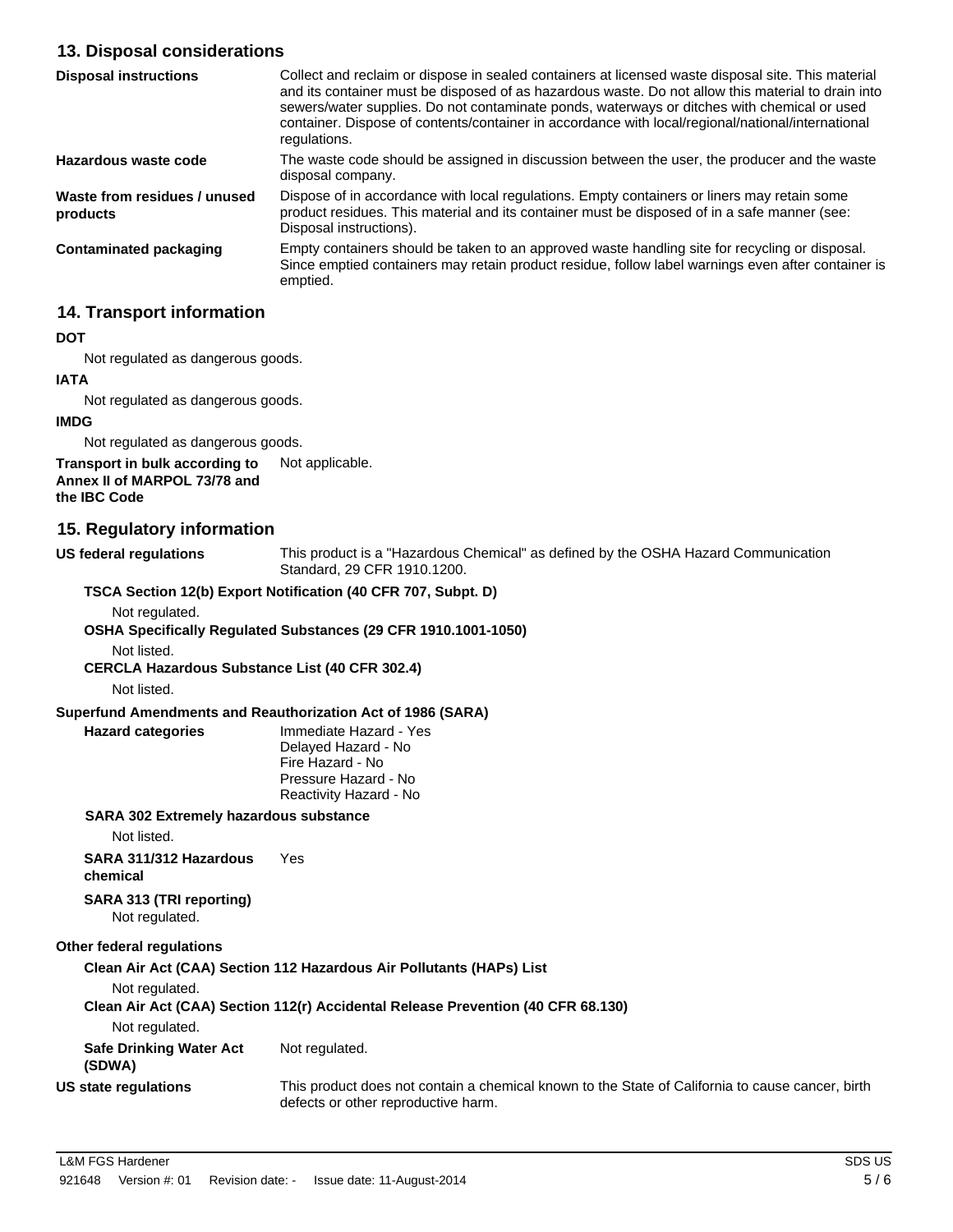## 13. Disposal considerations

**Disposal instructions** Collect and reclaim or dispose in sealed containers at licensed waste disposal site. This material and its container must be disposed of as hazardous waste. Do not allow this material to drain into sewers/water supplies. Do not contaminate ponds, waterways or ditches with chemical or used container. Dispose of contents/container in accordance with local/regional/national/international regulations.

**Hazardous waste code** The waste code should be assigned in discussion between the user, the producer and the waste disposal company.

**Waste from residues / unused products** Dispose of in accordance with local regulations. Empty containers or liners may retain some product residues. This material and its container must be disposed of in a safe manner (see: Disposal instructions).

**Contaminated packaging** Empty containers should be taken to an approved waste handling site for recycling or disposal. Since emptied containers may retain product residue, follow label warnings even after container is emptied.

## 14. Transport information

**DOT**

Not regulated as dangerous goods.

**IATA**

Not regulated as dangerous goods.

**IMDG**

Not regulated as dangerous goods.

**Transport in bulk according to Annex II of MARPOL 73/78 and the IBC Code** Not applicable.

## 15. Regulatory information

**US federal regulations** This product is a "Hazardous Chemical" as defined by the OSHA Hazard Communication Standard, 29 CFR 1910.1200.

**TSCA Section 12(b) Export Notification (40 CFR 707, Subpt. D)**

Not regulated.

**OSHA Specifically Regulated Substances (29 CFR 1910.1001-1050)**

Not listed.

**CERCLA Hazardous Substance List (40 CFR 302.4)**

Not listed.

**Superfund Amendments and Reauthorization Act of 1986 (SARA)**

**Hazard categories**
Immediate Hazard - Yes
Delayed Hazard - No
Fire Hazard - No
Pressure Hazard - No
Reactivity Hazard - No

**SARA 302 Extremely hazardous substance**

Not listed.

**SARA 311/312 Hazardous chemical** Yes

**SARA 313 (TRI reporting)**

Not regulated.

**Other federal regulations**

**Clean Air Act (CAA) Section 112 Hazardous Air Pollutants (HAPs) List**

Not regulated.

**Clean Air Act (CAA) Section 112(r) Accidental Release Prevention (40 CFR 68.130)**

Not regulated.

**Safe Drinking Water Act (SDWA)** Not regulated.

**US state regulations** This product does not contain a chemical known to the State of California to cause cancer, birth defects or other reproductive harm.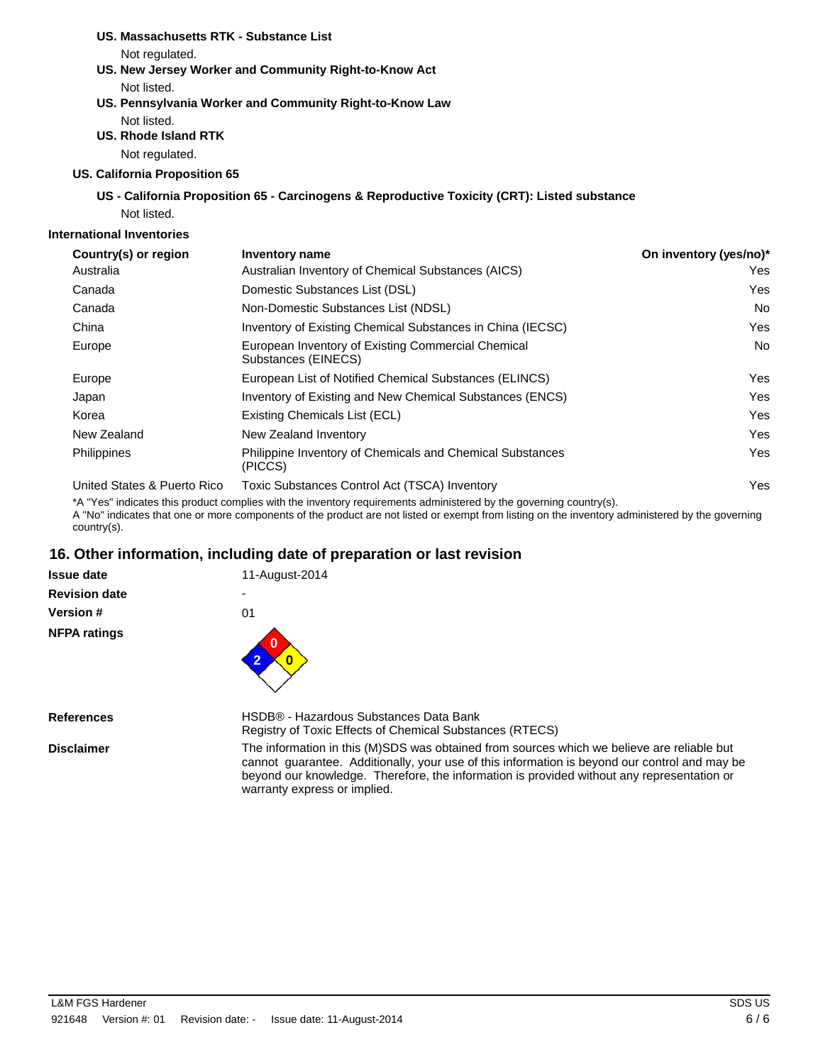**US. Massachusetts RTK - Substance List**

Not regulated.

**US. New Jersey Worker and Community Right-to-Know Act**

Not listed.

**US. Pennsylvania Worker and Community Right-to-Know Law**

Not listed.

**US. Rhode Island RTK**

Not regulated.

**US. California Proposition 65**

**US - California Proposition 65 - Carcinogens & Reproductive Toxicity (CRT): Listed substance**

Not listed.

**International Inventories**

| Country(s) or region | Inventory name | On inventory (yes/no)* |
|---|---|---|
| Australia | Australian Inventory of Chemical Substances (AICS) | Yes |
| Canada | Domestic Substances List (DSL) | Yes |
| Canada | Non-Domestic Substances List (NDSL) | No |
| China | Inventory of Existing Chemical Substances in China (IECSC) | Yes |
| Europe | European Inventory of Existing Commercial Chemical Substances (EINECS) | No |
| Europe | European List of Notified Chemical Substances (ELINCS) | Yes |
| Japan | Inventory of Existing and New Chemical Substances (ENCS) | Yes |
| Korea | Existing Chemicals List (ECL) | Yes |
| New Zealand | New Zealand Inventory | Yes |
| Philippines | Philippine Inventory of Chemicals and Chemical Substances (PICCS) | Yes |
| United States & Puerto Rico | Toxic Substances Control Act (TSCA) Inventory | Yes |

*A "Yes" indicates this product complies with the inventory requirements administered by the governing country(s).
A "No" indicates that one or more components of the product are not listed or exempt from listing on the inventory administered by the governing country(s).

## 16. Other information, including date of preparation or last revision

**Issue date** 11-August-2014

**Revision date** -

**Version #** 01

**NFPA ratings**

0
2 0

**References** HSDB® - Hazardous Substances Data Bank
Registry of Toxic Effects of Chemical Substances (RTECS)

**Disclaimer** The information in this (M)SDS was obtained from sources which we believe are reliable but cannot guarantee. Additionally, your use of this information is beyond our control and may be beyond our knowledge. Therefore, the information is provided without any representation or warranty express or implied.